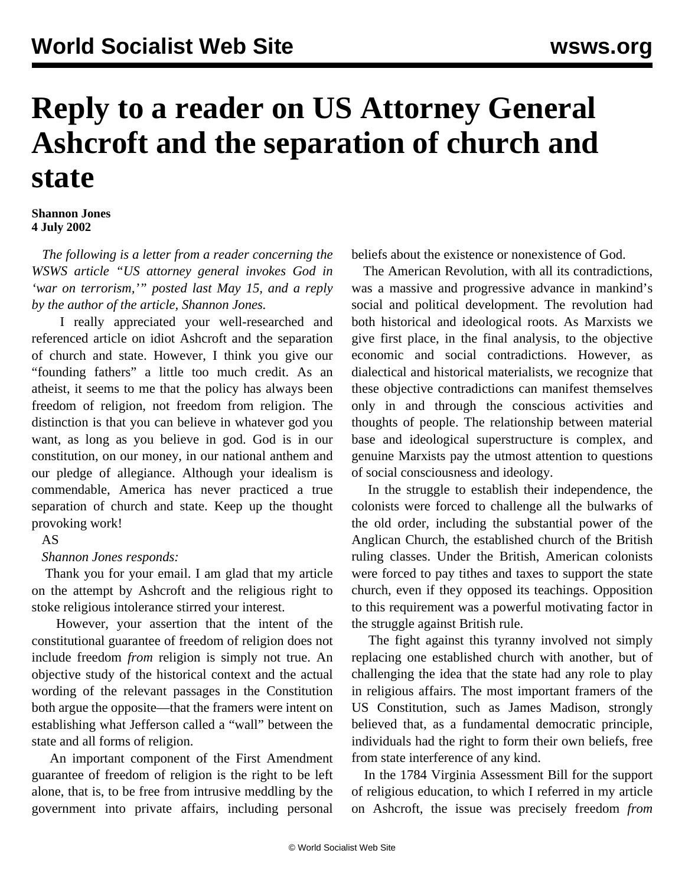# Reply to a reader on US Attorney General Ashcroft and the separation of church and state

**Shannon Jones**
**4 July 2002**

*The following is a letter from a reader concerning the WSWS article "US attorney general invokes God in 'war on terrorism,'" posted last May 15, and a reply by the author of the article, Shannon Jones.*

I really appreciated your well-researched and referenced article on idiot Ashcroft and the separation of church and state. However, I think you give our "founding fathers" a little too much credit. As an atheist, it seems to me that the policy has always been freedom of religion, not freedom from religion. The distinction is that you can believe in whatever god you want, as long as you believe in god. God is in our constitution, on our money, in our national anthem and our pledge of allegiance. Although your idealism is commendable, America has never practiced a true separation of church and state. Keep up the thought provoking work!

AS

*Shannon Jones responds:*

Thank you for your email. I am glad that my article on the attempt by Ashcroft and the religious right to stoke religious intolerance stirred your interest.

However, your assertion that the intent of the constitutional guarantee of freedom of religion does not include freedom *from* religion is simply not true. An objective study of the historical context and the actual wording of the relevant passages in the Constitution both argue the opposite—that the framers were intent on establishing what Jefferson called a "wall" between the state and all forms of religion.

An important component of the First Amendment guarantee of freedom of religion is the right to be left alone, that is, to be free from intrusive meddling by the government into private affairs, including personal beliefs about the existence or nonexistence of God.

The American Revolution, with all its contradictions, was a massive and progressive advance in mankind's social and political development. The revolution had both historical and ideological roots. As Marxists we give first place, in the final analysis, to the objective economic and social contradictions. However, as dialectical and historical materialists, we recognize that these objective contradictions can manifest themselves only in and through the conscious activities and thoughts of people. The relationship between material base and ideological superstructure is complex, and genuine Marxists pay the utmost attention to questions of social consciousness and ideology.

In the struggle to establish their independence, the colonists were forced to challenge all the bulwarks of the old order, including the substantial power of the Anglican Church, the established church of the British ruling classes. Under the British, American colonists were forced to pay tithes and taxes to support the state church, even if they opposed its teachings. Opposition to this requirement was a powerful motivating factor in the struggle against British rule.

The fight against this tyranny involved not simply replacing one established church with another, but of challenging the idea that the state had any role to play in religious affairs. The most important framers of the US Constitution, such as James Madison, strongly believed that, as a fundamental democratic principle, individuals had the right to form their own beliefs, free from state interference of any kind.

In the 1784 Virginia Assessment Bill for the support of religious education, to which I referred in my article on Ashcroft, the issue was precisely freedom *from*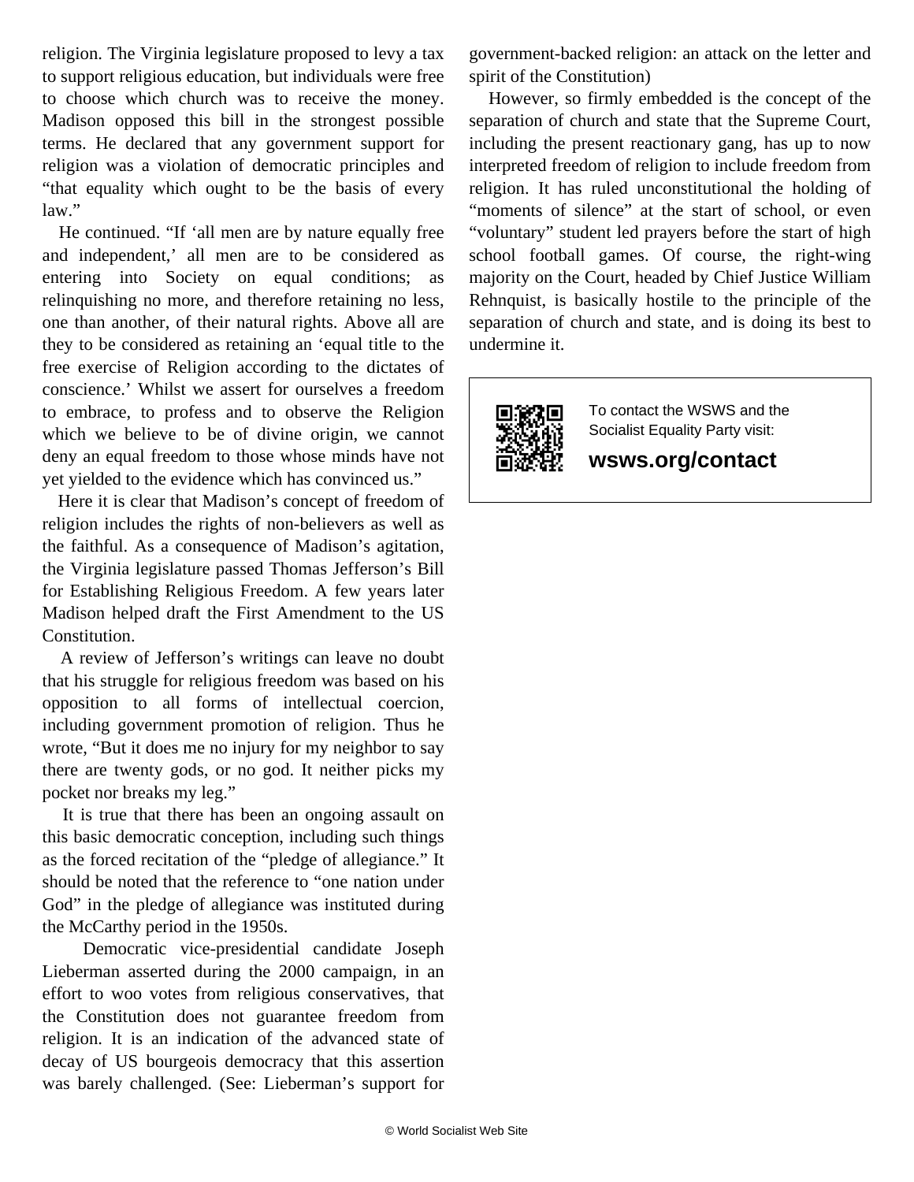religion. The Virginia legislature proposed to levy a tax to support religious education, but individuals were free to choose which church was to receive the money. Madison opposed this bill in the strongest possible terms. He declared that any government support for religion was a violation of democratic principles and "that equality which ought to be the basis of every law."

He continued. "If 'all men are by nature equally free and independent,' all men are to be considered as entering into Society on equal conditions; as relinquishing no more, and therefore retaining no less, one than another, of their natural rights. Above all are they to be considered as retaining an 'equal title to the free exercise of Religion according to the dictates of conscience.' Whilst we assert for ourselves a freedom to embrace, to profess and to observe the Religion which we believe to be of divine origin, we cannot deny an equal freedom to those whose minds have not yet yielded to the evidence which has convinced us."

Here it is clear that Madison's concept of freedom of religion includes the rights of non-believers as well as the faithful. As a consequence of Madison's agitation, the Virginia legislature passed Thomas Jefferson's Bill for Establishing Religious Freedom. A few years later Madison helped draft the First Amendment to the US Constitution.

A review of Jefferson's writings can leave no doubt that his struggle for religious freedom was based on his opposition to all forms of intellectual coercion, including government promotion of religion. Thus he wrote, "But it does me no injury for my neighbor to say there are twenty gods, or no god. It neither picks my pocket nor breaks my leg."

It is true that there has been an ongoing assault on this basic democratic conception, including such things as the forced recitation of the "pledge of allegiance." It should be noted that the reference to "one nation under God" in the pledge of allegiance was instituted during the McCarthy period in the 1950s.

Democratic vice-presidential candidate Joseph Lieberman asserted during the 2000 campaign, in an effort to woo votes from religious conservatives, that the Constitution does not guarantee freedom from religion. It is an indication of the advanced state of decay of US bourgeois democracy that this assertion was barely challenged. (See: Lieberman's support for government-backed religion: an attack on the letter and spirit of the Constitution)

However, so firmly embedded is the concept of the separation of church and state that the Supreme Court, including the present reactionary gang, has up to now interpreted freedom of religion to include freedom from religion. It has ruled unconstitutional the holding of "moments of silence" at the start of school, or even "voluntary" student led prayers before the start of high school football games. Of course, the right-wing majority on the Court, headed by Chief Justice William Rehnquist, is basically hostile to the principle of the separation of church and state, and is doing its best to undermine it.

To contact the WSWS and the Socialist Equality Party visit:

**wsws.org/contact**